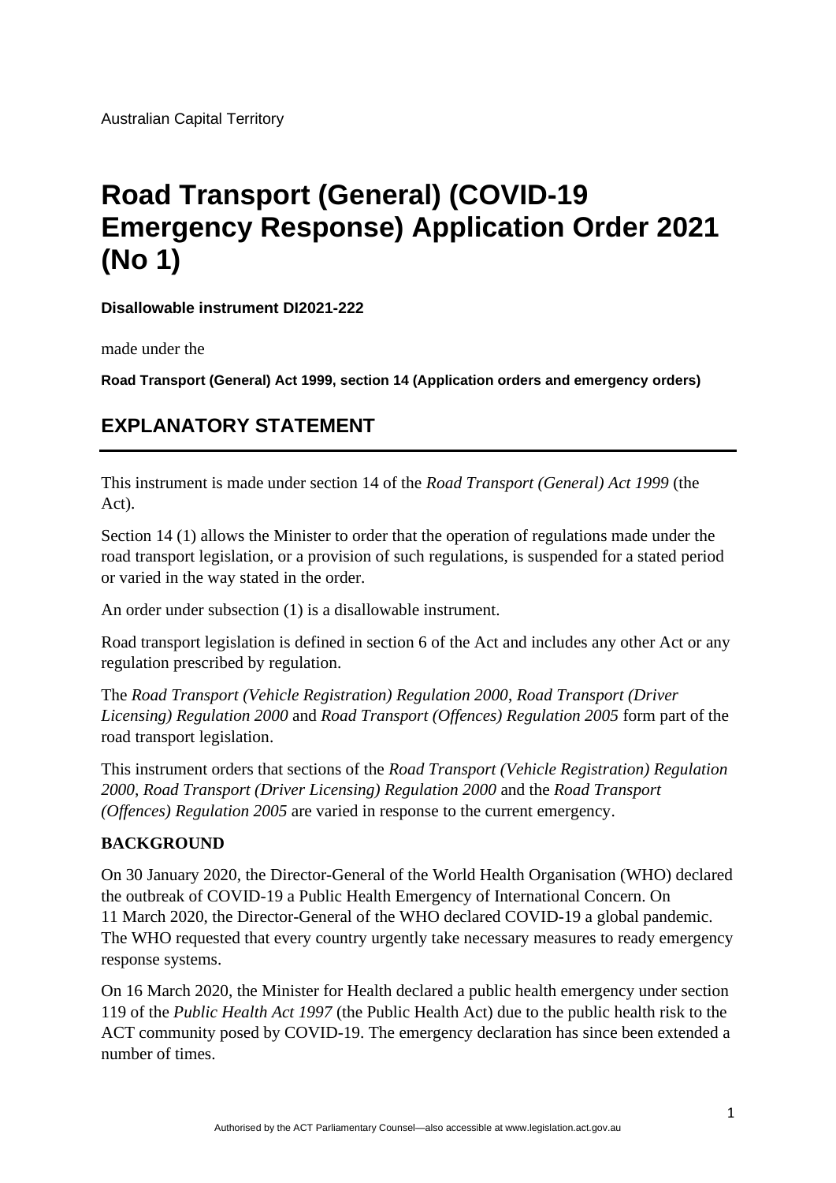Australian Capital Territory

# Road Transport (General) (COVID-19 Emergency Response) Application Order 2021 (No 1)

**Disallowable instrument DI2021-222**

made under the

**Road Transport (General) Act 1999, section 14 (Application orders and emergency orders)**

## EXPLANATORY STATEMENT

This instrument is made under section 14 of the *Road Transport (General) Act 1999* (the Act).

Section 14 (1) allows the Minister to order that the operation of regulations made under the road transport legislation, or a provision of such regulations, is suspended for a stated period or varied in the way stated in the order.

An order under subsection (1) is a disallowable instrument.

Road transport legislation is defined in section 6 of the Act and includes any other Act or any regulation prescribed by regulation.

The *Road Transport (Vehicle Registration) Regulation 2000*, *Road Transport (Driver Licensing) Regulation 2000* and *Road Transport (Offences) Regulation 2005* form part of the road transport legislation.

This instrument orders that sections of the *Road Transport (Vehicle Registration) Regulation 2000*, *Road Transport (Driver Licensing) Regulation 2000* and the *Road Transport (Offences) Regulation 2005* are varied in response to the current emergency.

**BACKGROUND**

On 30 January 2020, the Director-General of the World Health Organisation (WHO) declared the outbreak of COVID-19 a Public Health Emergency of International Concern. On 11 March 2020, the Director-General of the WHO declared COVID-19 a global pandemic. The WHO requested that every country urgently take necessary measures to ready emergency response systems.

On 16 March 2020, the Minister for Health declared a public health emergency under section 119 of the *Public Health Act 1997* (the Public Health Act) due to the public health risk to the ACT community posed by COVID-19. The emergency declaration has since been extended a number of times.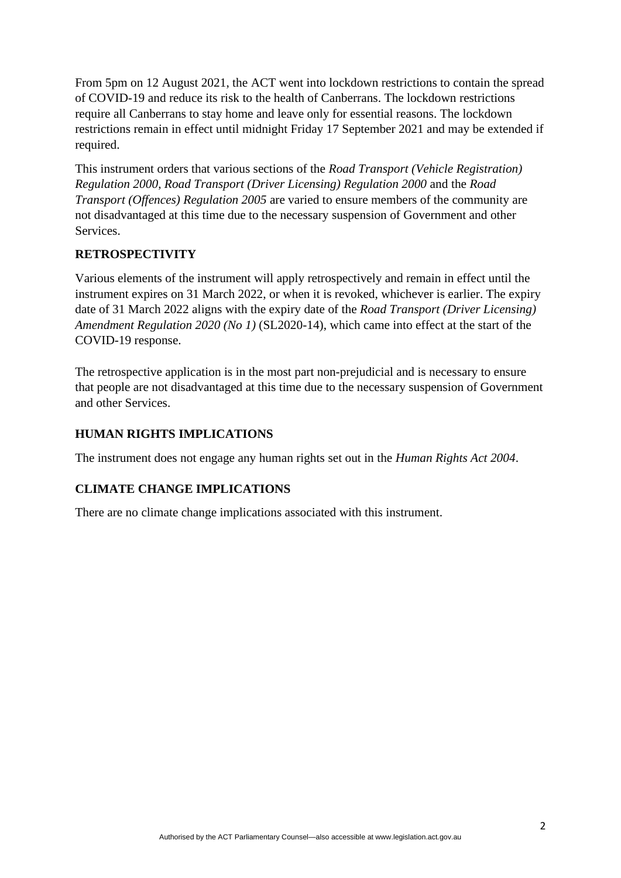From 5pm on 12 August 2021, the ACT went into lockdown restrictions to contain the spread of COVID-19 and reduce its risk to the health of Canberrans. The lockdown restrictions require all Canberrans to stay home and leave only for essential reasons. The lockdown restrictions remain in effect until midnight Friday 17 September 2021 and may be extended if required.

This instrument orders that various sections of the *Road Transport (Vehicle Registration) Regulation 2000*, *Road Transport (Driver Licensing) Regulation 2000* and the *Road Transport (Offences) Regulation 2005* are varied to ensure members of the community are not disadvantaged at this time due to the necessary suspension of Government and other Services.

## RETROSPECTIVITY

Various elements of the instrument will apply retrospectively and remain in effect until the instrument expires on 31 March 2022, or when it is revoked, whichever is earlier. The expiry date of 31 March 2022 aligns with the expiry date of the *Road Transport (Driver Licensing) Amendment Regulation 2020 (No 1)* (SL2020-14), which came into effect at the start of the COVID-19 response.

The retrospective application is in the most part non-prejudicial and is necessary to ensure that people are not disadvantaged at this time due to the necessary suspension of Government and other Services.

## HUMAN RIGHTS IMPLICATIONS

The instrument does not engage any human rights set out in the *Human Rights Act 2004*.

## CLIMATE CHANGE IMPLICATIONS

There are no climate change implications associated with this instrument.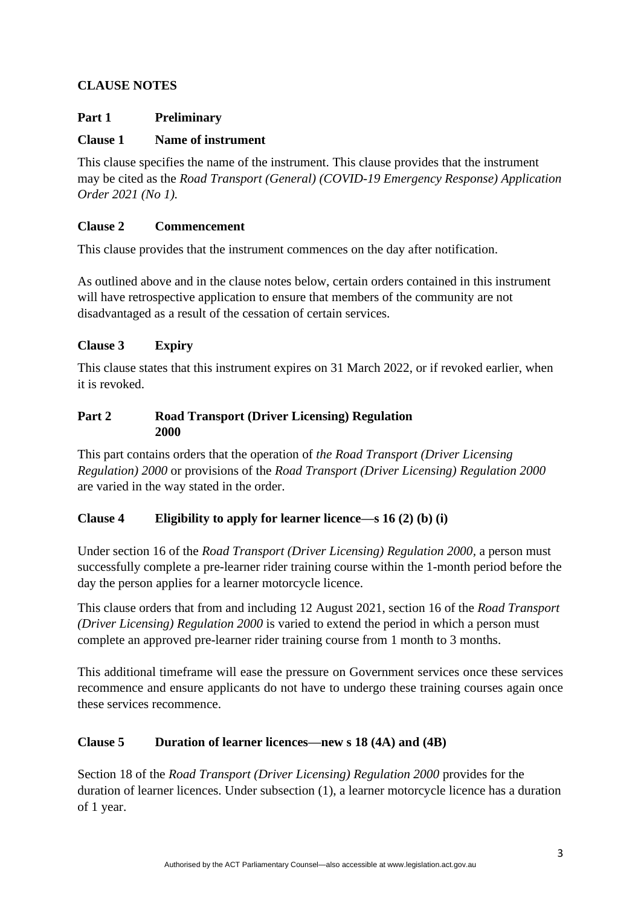**CLAUSE NOTES**

**Part 1 Preliminary**

**Clause 1 Name of instrument**

This clause specifies the name of the instrument. This clause provides that the instrument may be cited as the *Road Transport (General) (COVID-19 Emergency Response) Application Order 2021 (No 1).*

**Clause 2 Commencement**

This clause provides that the instrument commences on the day after notification.

As outlined above and in the clause notes below, certain orders contained in this instrument will have retrospective application to ensure that members of the community are not disadvantaged as a result of the cessation of certain services.

**Clause 3 Expiry**

This clause states that this instrument expires on 31 March 2022, or if revoked earlier, when it is revoked.

**Part 2 Road Transport (Driver Licensing) Regulation 2000**

This part contains orders that the operation of *the Road Transport (Driver Licensing Regulation) 2000* or provisions of the *Road Transport (Driver Licensing) Regulation 2000* are varied in the way stated in the order.

**Clause 4 Eligibility to apply for learner licence—s 16 (2) (b) (i)**

Under section 16 of the *Road Transport (Driver Licensing) Regulation 2000,* a person must successfully complete a pre-learner rider training course within the 1-month period before the day the person applies for a learner motorcycle licence.

This clause orders that from and including 12 August 2021, section 16 of the *Road Transport (Driver Licensing) Regulation 2000* is varied to extend the period in which a person must complete an approved pre-learner rider training course from 1 month to 3 months.

This additional timeframe will ease the pressure on Government services once these services recommence and ensure applicants do not have to undergo these training courses again once these services recommence.

**Clause 5 Duration of learner licences—new s 18 (4A) and (4B)**

Section 18 of the *Road Transport (Driver Licensing) Regulation 2000* provides for the duration of learner licences. Under subsection (1), a learner motorcycle licence has a duration of 1 year.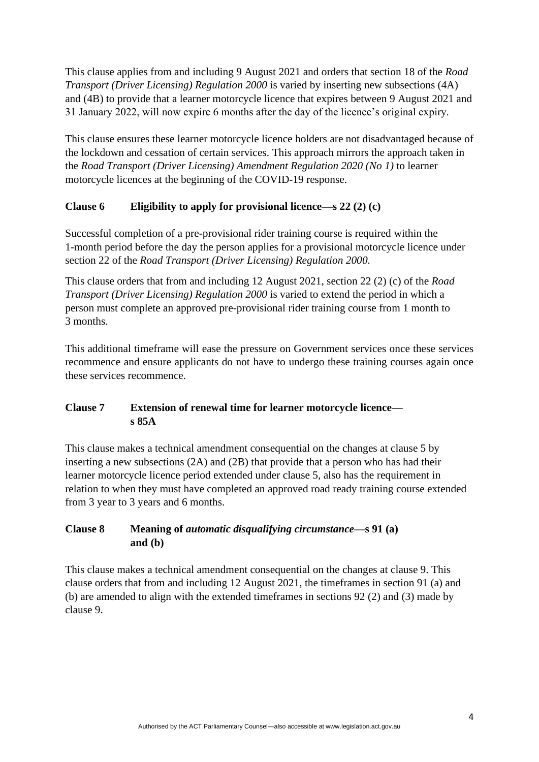This clause applies from and including 9 August 2021 and orders that section 18 of the *Road Transport (Driver Licensing) Regulation 2000* is varied by inserting new subsections (4A) and (4B) to provide that a learner motorcycle licence that expires between 9 August 2021 and 31 January 2022, will now expire 6 months after the day of the licence's original expiry.

This clause ensures these learner motorcycle licence holders are not disadvantaged because of the lockdown and cessation of certain services. This approach mirrors the approach taken in the *Road Transport (Driver Licensing) Amendment Regulation 2020 (No 1)* to learner motorcycle licences at the beginning of the COVID-19 response.

### Clause 6 Eligibility to apply for provisional licence—s 22 (2) (c)

Successful completion of a pre-provisional rider training course is required within the 1-month period before the day the person applies for a provisional motorcycle licence under section 22 of the *Road Transport (Driver Licensing) Regulation 2000.*

This clause orders that from and including 12 August 2021, section 22 (2) (c) of the *Road Transport (Driver Licensing) Regulation 2000* is varied to extend the period in which a person must complete an approved pre-provisional rider training course from 1 month to 3 months.

This additional timeframe will ease the pressure on Government services once these services recommence and ensure applicants do not have to undergo these training courses again once these services recommence.

### Clause 7 Extension of renewal time for learner motorcycle licence—s 85A

This clause makes a technical amendment consequential on the changes at clause 5 by inserting a new subsections (2A) and (2B) that provide that a person who has had their learner motorcycle licence period extended under clause 5, also has the requirement in relation to when they must have completed an approved road ready training course extended from 3 year to 3 years and 6 months.

### Clause 8 Meaning of *automatic disqualifying circumstance*—s 91 (a) and (b)

This clause makes a technical amendment consequential on the changes at clause 9. This clause orders that from and including 12 August 2021, the timeframes in section 91 (a) and (b) are amended to align with the extended timeframes in sections 92 (2) and (3) made by clause 9.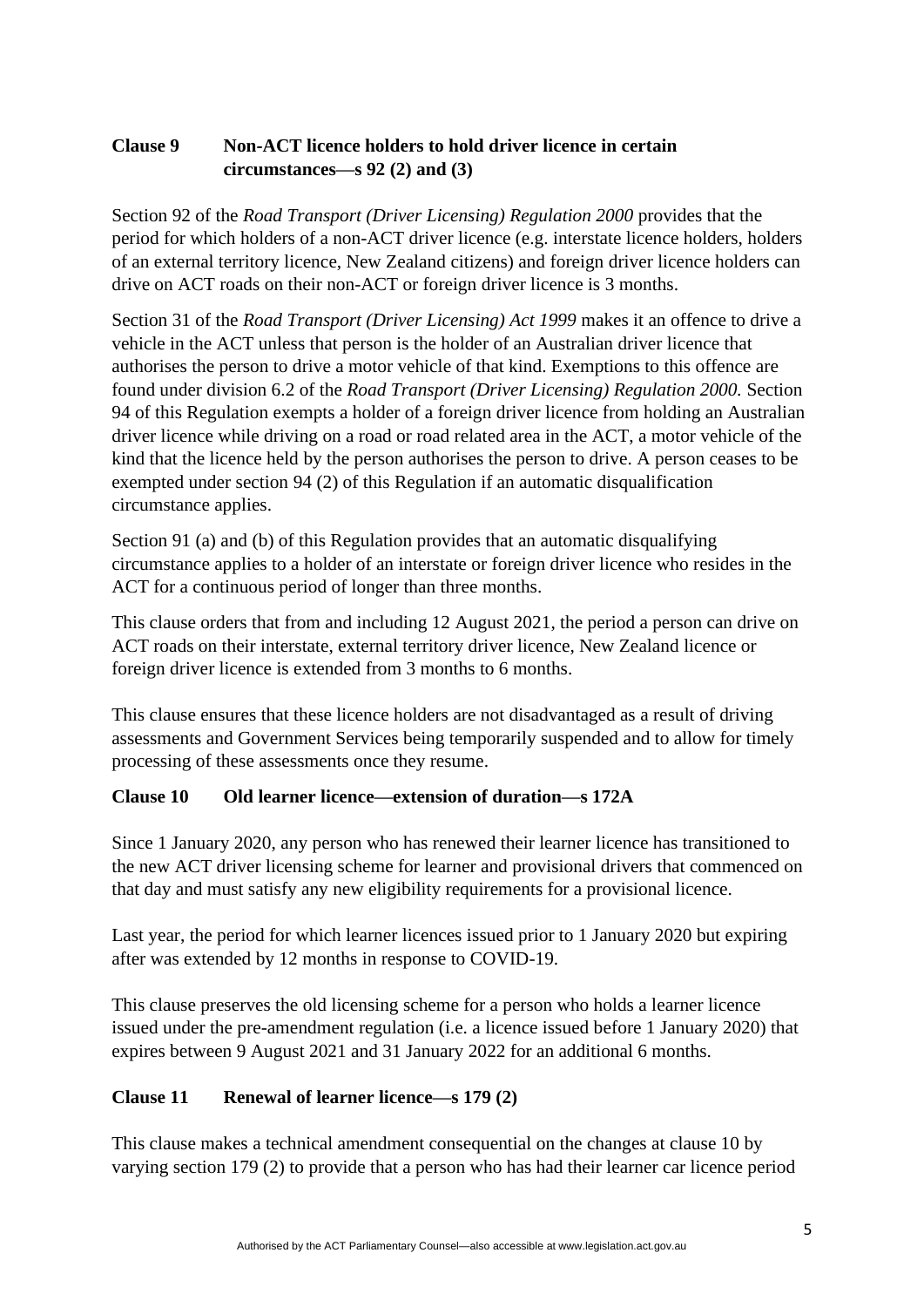**Clause 9 Non-ACT licence holders to hold driver licence in certain circumstances—s 92 (2) and (3)**

Section 92 of the *Road Transport (Driver Licensing) Regulation 2000* provides that the period for which holders of a non-ACT driver licence (e.g. interstate licence holders, holders of an external territory licence, New Zealand citizens) and foreign driver licence holders can drive on ACT roads on their non-ACT or foreign driver licence is 3 months.

Section 31 of the *Road Transport (Driver Licensing) Act 1999* makes it an offence to drive a vehicle in the ACT unless that person is the holder of an Australian driver licence that authorises the person to drive a motor vehicle of that kind. Exemptions to this offence are found under division 6.2 of the *Road Transport (Driver Licensing) Regulation 2000.* Section 94 of this Regulation exempts a holder of a foreign driver licence from holding an Australian driver licence while driving on a road or road related area in the ACT, a motor vehicle of the kind that the licence held by the person authorises the person to drive. A person ceases to be exempted under section 94 (2) of this Regulation if an automatic disqualification circumstance applies.

Section 91 (a) and (b) of this Regulation provides that an automatic disqualifying circumstance applies to a holder of an interstate or foreign driver licence who resides in the ACT for a continuous period of longer than three months.

This clause orders that from and including 12 August 2021, the period a person can drive on ACT roads on their interstate, external territory driver licence, New Zealand licence or foreign driver licence is extended from 3 months to 6 months.

This clause ensures that these licence holders are not disadvantaged as a result of driving assessments and Government Services being temporarily suspended and to allow for timely processing of these assessments once they resume.

**Clause 10 Old learner licence—extension of duration—s 172A**

Since 1 January 2020, any person who has renewed their learner licence has transitioned to the new ACT driver licensing scheme for learner and provisional drivers that commenced on that day and must satisfy any new eligibility requirements for a provisional licence.

Last year, the period for which learner licences issued prior to 1 January 2020 but expiring after was extended by 12 months in response to COVID-19.

This clause preserves the old licensing scheme for a person who holds a learner licence issued under the pre-amendment regulation (i.e. a licence issued before 1 January 2020) that expires between 9 August 2021 and 31 January 2022 for an additional 6 months.

**Clause 11 Renewal of learner licence—s 179 (2)**

This clause makes a technical amendment consequential on the changes at clause 10 by varying section 179 (2) to provide that a person who has had their learner car licence period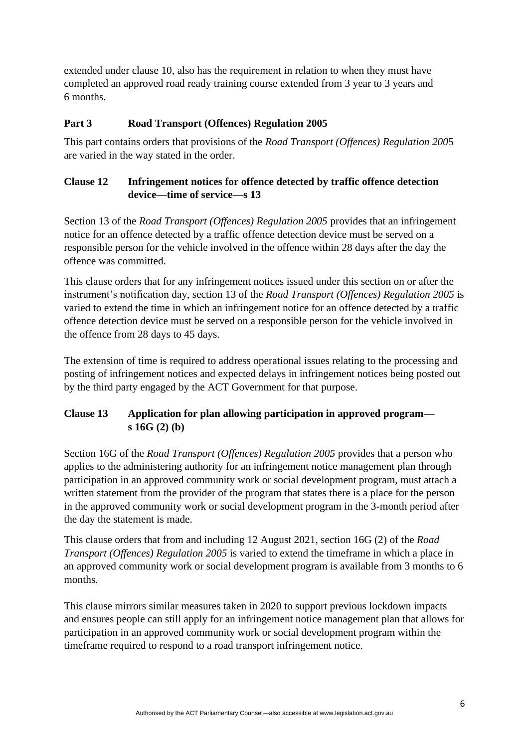extended under clause 10, also has the requirement in relation to when they must have completed an approved road ready training course extended from 3 year to 3 years and 6 months.

## Part 3 Road Transport (Offences) Regulation 2005

This part contains orders that provisions of the *Road Transport (Offences) Regulation 200*5 are varied in the way stated in the order.

### Clause 12 Infringement notices for offence detected by traffic offence detection device—time of service—s 13

Section 13 of the *Road Transport (Offences) Regulation 2005* provides that an infringement notice for an offence detected by a traffic offence detection device must be served on a responsible person for the vehicle involved in the offence within 28 days after the day the offence was committed.

This clause orders that for any infringement notices issued under this section on or after the instrument's notification day, section 13 of the *Road Transport (Offences) Regulation 2005* is varied to extend the time in which an infringement notice for an offence detected by a traffic offence detection device must be served on a responsible person for the vehicle involved in the offence from 28 days to 45 days.

The extension of time is required to address operational issues relating to the processing and posting of infringement notices and expected delays in infringement notices being posted out by the third party engaged by the ACT Government for that purpose.

### Clause 13 Application for plan allowing participation in approved program—s 16G (2) (b)

Section 16G of the *Road Transport (Offences) Regulation 2005* provides that a person who applies to the administering authority for an infringement notice management plan through participation in an approved community work or social development program, must attach a written statement from the provider of the program that states there is a place for the person in the approved community work or social development program in the 3-month period after the day the statement is made.

This clause orders that from and including 12 August 2021, section 16G (2) of the *Road Transport (Offences) Regulation 2005* is varied to extend the timeframe in which a place in an approved community work or social development program is available from 3 months to 6 months.

This clause mirrors similar measures taken in 2020 to support previous lockdown impacts and ensures people can still apply for an infringement notice management plan that allows for participation in an approved community work or social development program within the timeframe required to respond to a road transport infringement notice.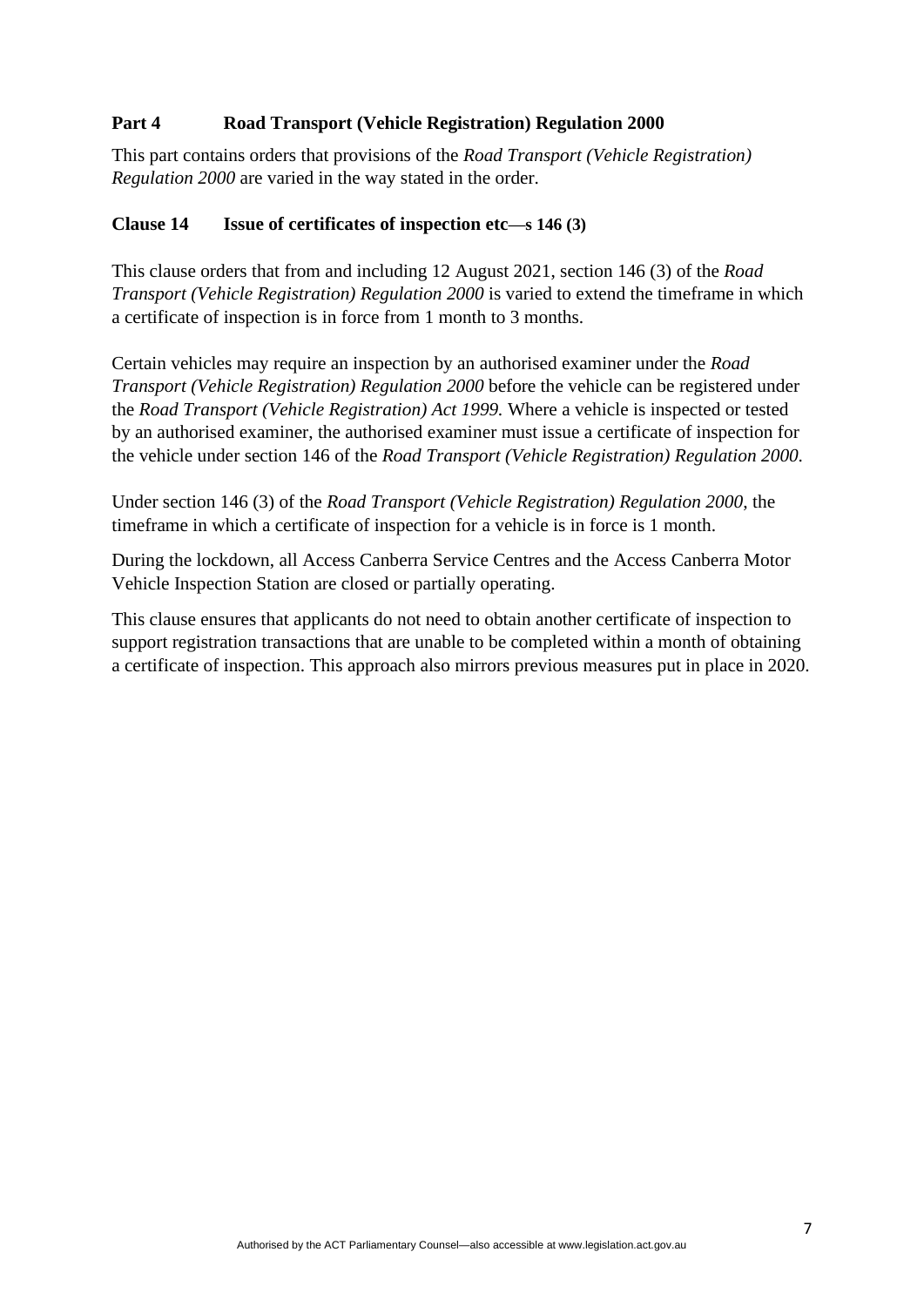## Part 4 Road Transport (Vehicle Registration) Regulation 2000

This part contains orders that provisions of the *Road Transport (Vehicle Registration) Regulation 2000* are varied in the way stated in the order.

### Clause 14 Issue of certificates of inspection etc—s 146 (3)

This clause orders that from and including 12 August 2021, section 146 (3) of the *Road Transport (Vehicle Registration) Regulation 2000* is varied to extend the timeframe in which a certificate of inspection is in force from 1 month to 3 months.

Certain vehicles may require an inspection by an authorised examiner under the *Road Transport (Vehicle Registration) Regulation 2000* before the vehicle can be registered under the *Road Transport (Vehicle Registration) Act 1999.* Where a vehicle is inspected or tested by an authorised examiner, the authorised examiner must issue a certificate of inspection for the vehicle under section 146 of the *Road Transport (Vehicle Registration) Regulation 2000*.

Under section 146 (3) of the *Road Transport (Vehicle Registration) Regulation 2000*, the timeframe in which a certificate of inspection for a vehicle is in force is 1 month.

During the lockdown, all Access Canberra Service Centres and the Access Canberra Motor Vehicle Inspection Station are closed or partially operating.

This clause ensures that applicants do not need to obtain another certificate of inspection to support registration transactions that are unable to be completed within a month of obtaining a certificate of inspection. This approach also mirrors previous measures put in place in 2020.